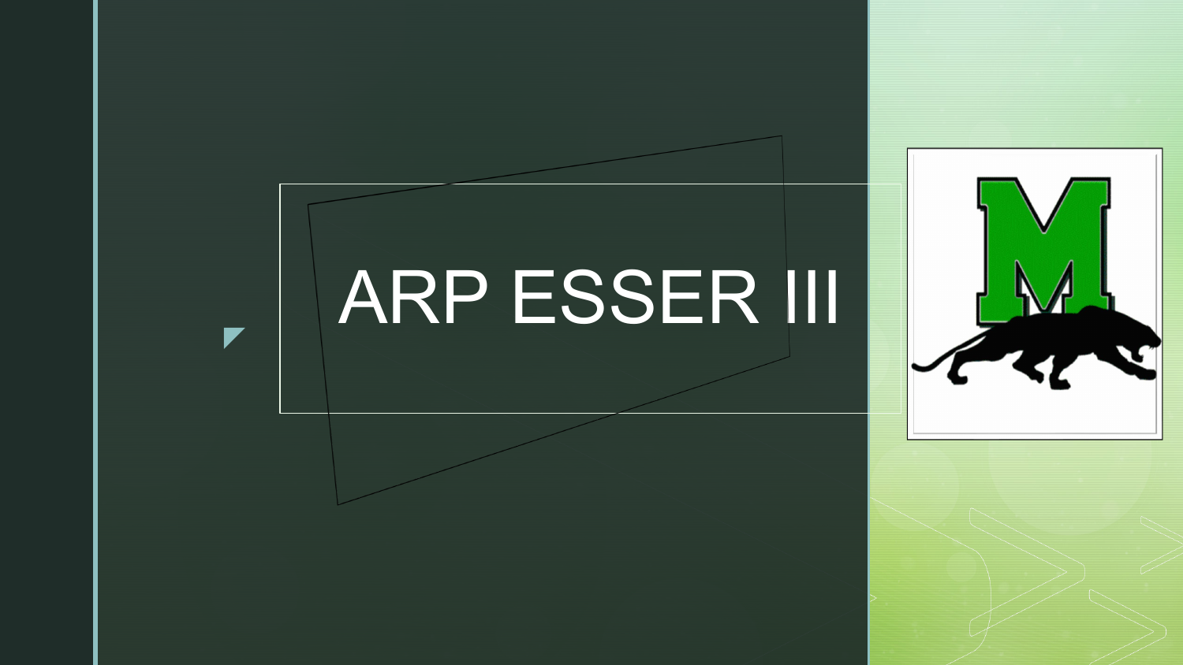# ARP ESSER III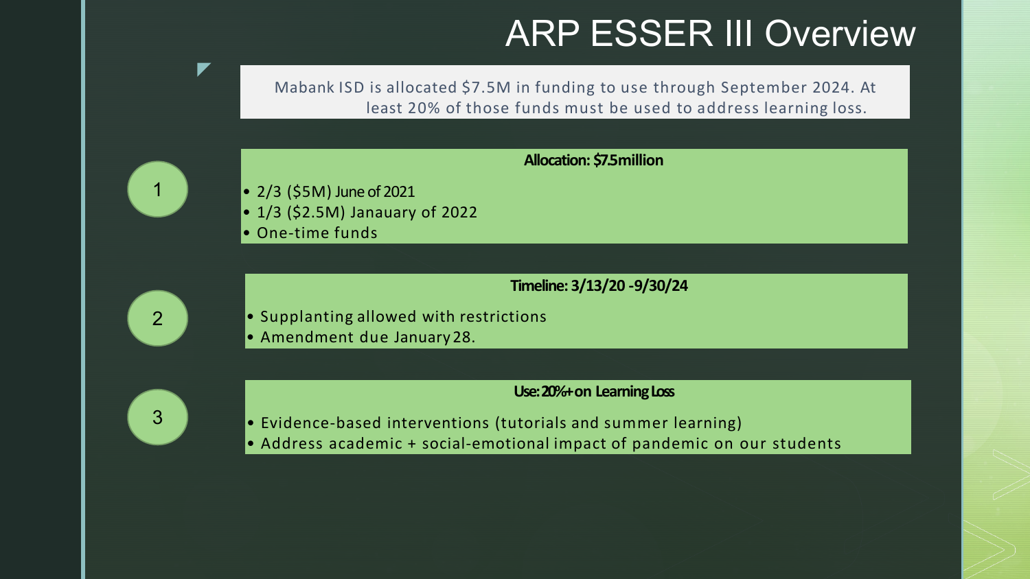# ARP ESSER III Overview

Mabank ISD is allocated $7.5M in funding to use through September 2024. At least 20% of those funds must be used to address learning loss.

1

**Allocation: $7.5million**

- 2/3 ($5M) June of 2021
- 1/3 ($2.5M) Janauary of 2022
- One-time funds

2

**Timeline: 3/13/20 -9/30/24**

- Supplanting allowed with restrictions
- Amendment due January 28.

3

**Use: 20%+ on Learning Loss**

- Evidence-based interventions (tutorials and summer learning)
- Address academic + social-emotional impact of pandemic on our students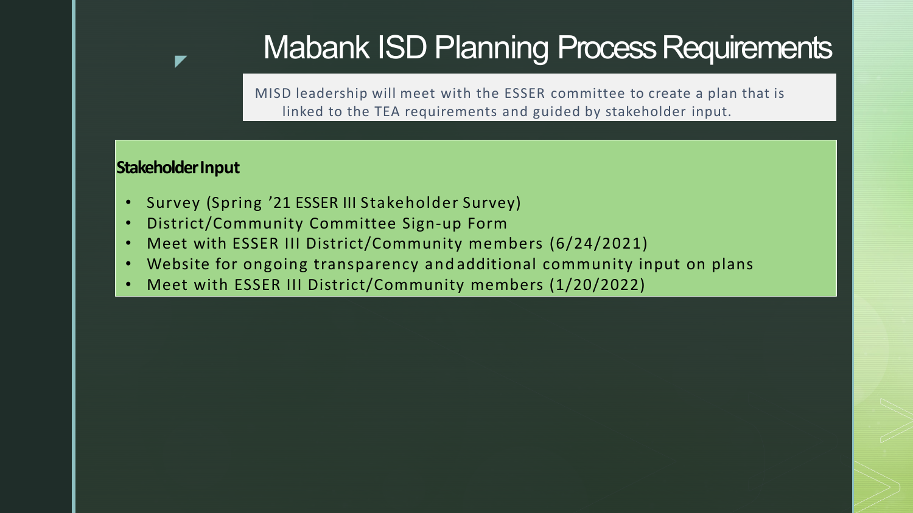# Mabank ISD Planning Process Requirements

MISD leadership will meet with the ESSER committee to create a plan that is linked to the TEA requirements and guided by stakeholder input.

**Stakeholder Input**

- Survey (Spring ’21 ESSER III Stakeholder Survey)
- District/Community Committee Sign-up Form
- Meet with ESSER III District/Community members (6/24/2021)
- Website for ongoing transparency and additional community input on plans
- Meet with ESSER III District/Community members (1/20/2022)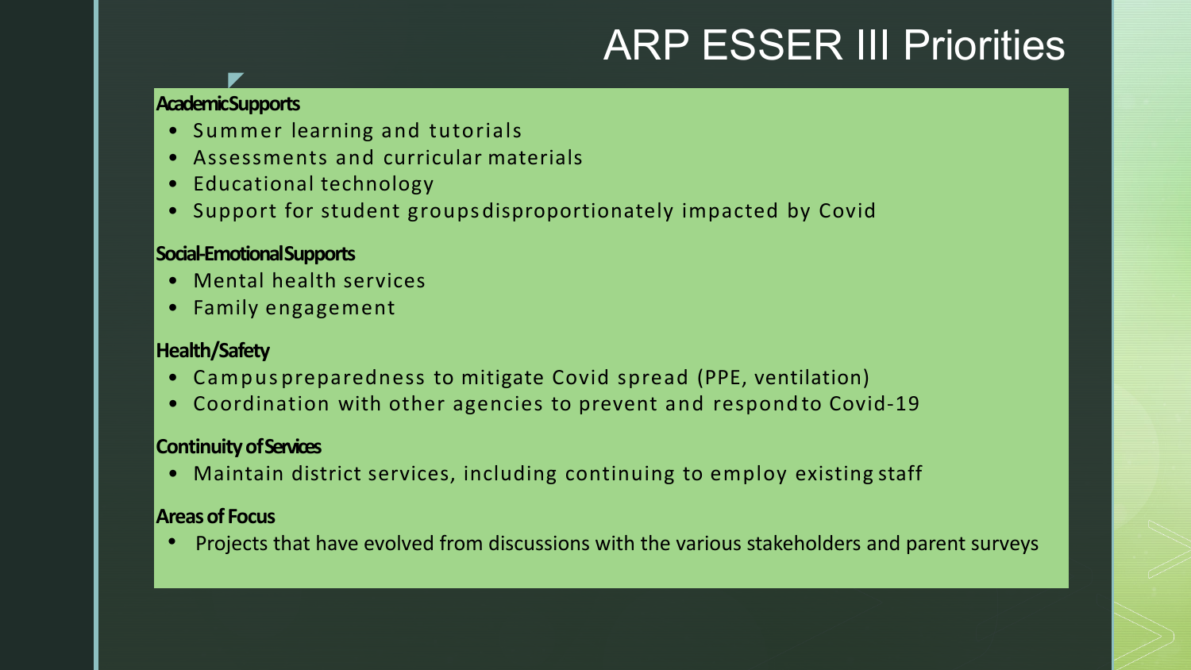# ARP ESSER III Priorities

**Academic Supports**

- Summer learning and tutorials
- Assessments and curricular materials
- Educational technology
- Support for student groups disproportionately impacted by Covid

**Social-Emotional Supports**

- Mental health services
- Family engagement

**Health/Safety**

- Campus preparedness to mitigate Covid spread (PPE, ventilation)
- Coordination with other agencies to prevent and respond to Covid-19

**Continuity of Services**

- Maintain district services, including continuing to employ existing staff

**Areas of Focus**

- Projects that have evolved from discussions with the various stakeholders and parent surveys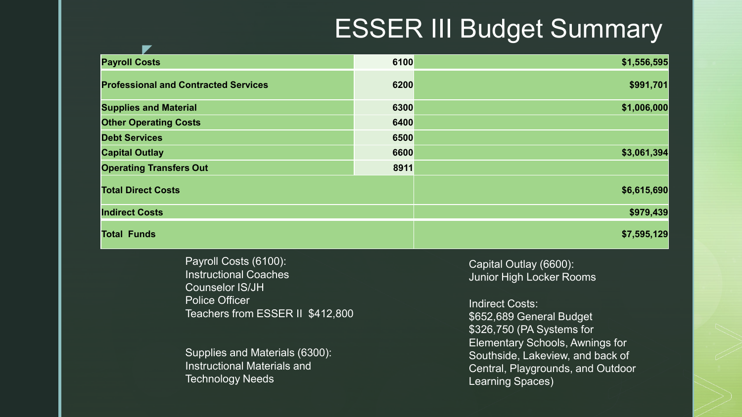# ESSER III Budget Summary

| | | |
|---|---|---|
| **Payroll Costs** | **6100** | **$1,556,595** |
| **Professional and Contracted Services** | **6200** | **$991,701** |
| **Supplies and Material** | **6300** | **$1,006,000** |
| **Other Operating Costs** | **6400** | |
| **Debt Services** | **6500** | |
| **Capital Outlay** | **6600** | **$3,061,394** |
| **Operating Transfers Out** | **8911** | |
| **Total Direct Costs** | | **$6,615,690** |
| **Indirect Costs** | | **$979,439** |
| **Total Funds** | | **$7,595,129** |

Payroll Costs (6100):
Instructional Coaches
Counselor IS/JH
Police Officer
Teachers from ESSER II $412,800

Supplies and Materials (6300):
Instructional Materials and
Technology Needs

Capital Outlay (6600):
Junior High Locker Rooms

Indirect Costs:
$652,689 General Budget
$326,750 (PA Systems for Elementary Schools, Awnings for Southside, Lakeview, and back of Central, Playgrounds, and Outdoor Learning Spaces)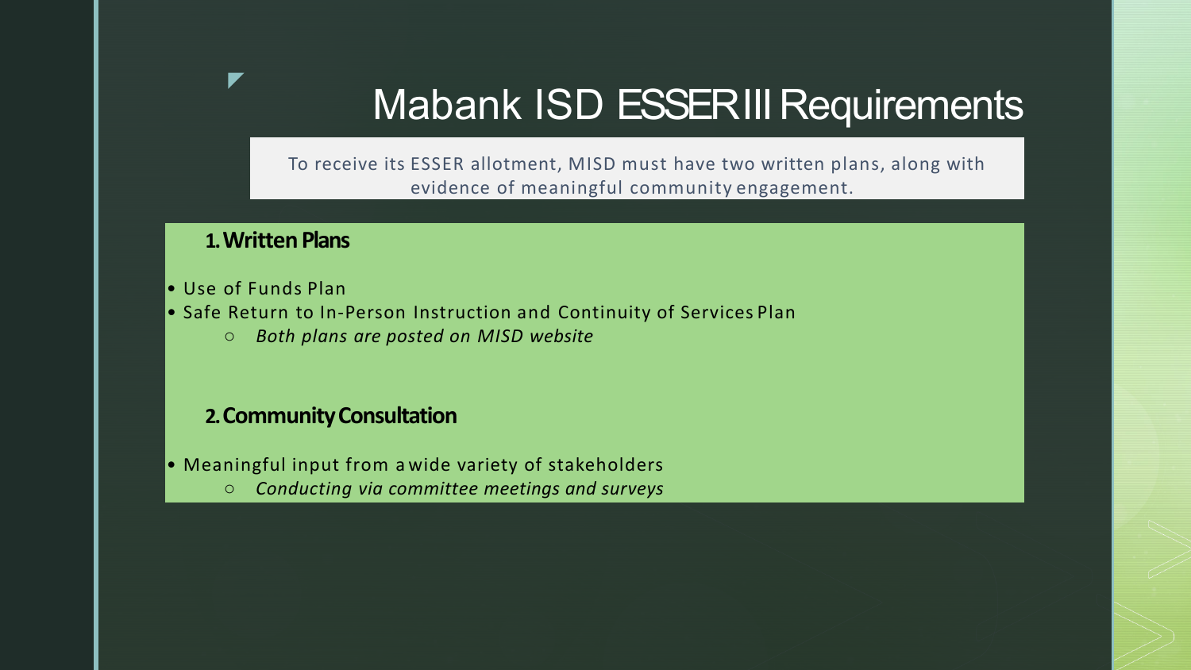# Mabank ISD ESSER III Requirements

To receive its ESSER allotment, MISD must have two written plans, along with evidence of meaningful community engagement.

### 1. Written Plans

- Use of Funds Plan
- Safe Return to In-Person Instruction and Continuity of Services Plan
  - *Both plans are posted on MISD website*

### 2. Community Consultation

- Meaningful input from a wide variety of stakeholders
  - *Conducting via committee meetings and surveys*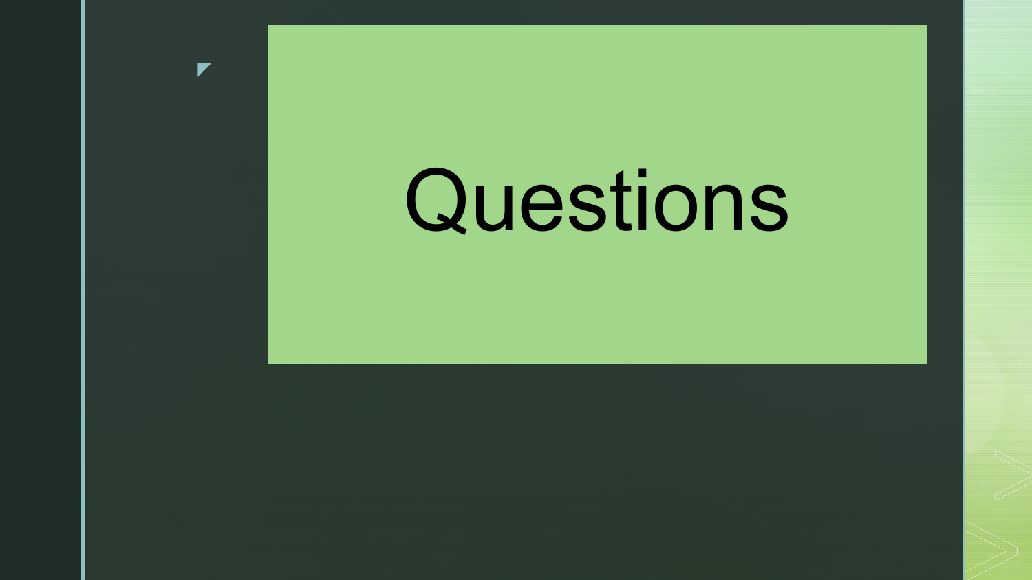# Questions